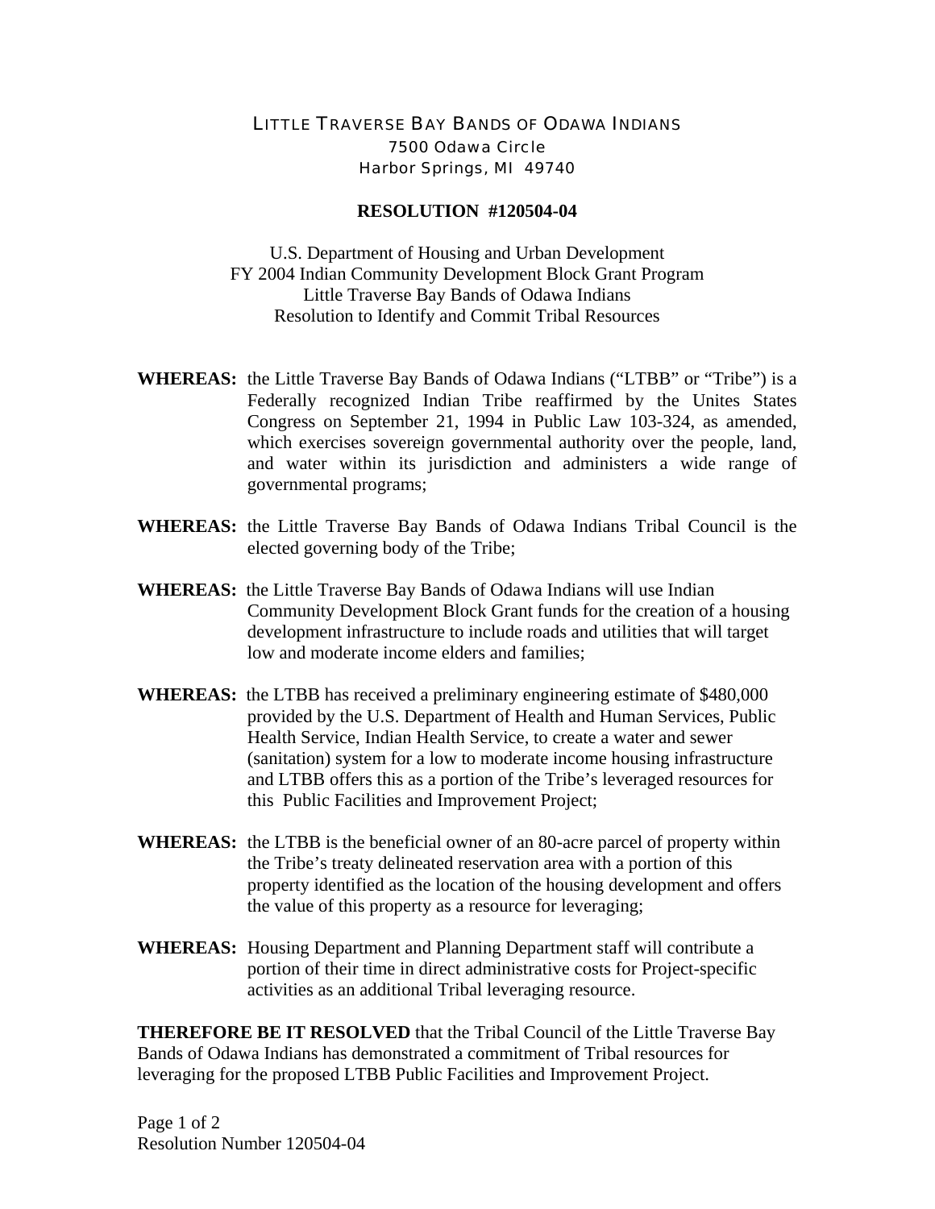LITTLE TRAVERSE BAY BANDS OF ODAWA INDIANS
7500 Odawa Circle
Harbor Springs, MI 49740

**RESOLUTION #120504-04**

U.S. Department of Housing and Urban Development
FY 2004 Indian Community Development Block Grant Program
Little Traverse Bay Bands of Odawa Indians
Resolution to Identify and Commit Tribal Resources

**WHEREAS:** the Little Traverse Bay Bands of Odawa Indians ("LTBB" or "Tribe") is a Federally recognized Indian Tribe reaffirmed by the Unites States Congress on September 21, 1994 in Public Law 103-324, as amended, which exercises sovereign governmental authority over the people, land, and water within its jurisdiction and administers a wide range of governmental programs;

**WHEREAS:** the Little Traverse Bay Bands of Odawa Indians Tribal Council is the elected governing body of the Tribe;

**WHEREAS:** the Little Traverse Bay Bands of Odawa Indians will use Indian Community Development Block Grant funds for the creation of a housing development infrastructure to include roads and utilities that will target low and moderate income elders and families;

**WHEREAS:** the LTBB has received a preliminary engineering estimate of $480,000 provided by the U.S. Department of Health and Human Services, Public Health Service, Indian Health Service, to create a water and sewer (sanitation) system for a low to moderate income housing infrastructure and LTBB offers this as a portion of the Tribe's leveraged resources for this Public Facilities and Improvement Project;

**WHEREAS:** the LTBB is the beneficial owner of an 80-acre parcel of property within the Tribe's treaty delineated reservation area with a portion of this property identified as the location of the housing development and offers the value of this property as a resource for leveraging;

**WHEREAS:** Housing Department and Planning Department staff will contribute a portion of their time in direct administrative costs for Project-specific activities as an additional Tribal leveraging resource.

**THEREFORE BE IT RESOLVED** that the Tribal Council of the Little Traverse Bay Bands of Odawa Indians has demonstrated a commitment of Tribal resources for leveraging for the proposed LTBB Public Facilities and Improvement Project.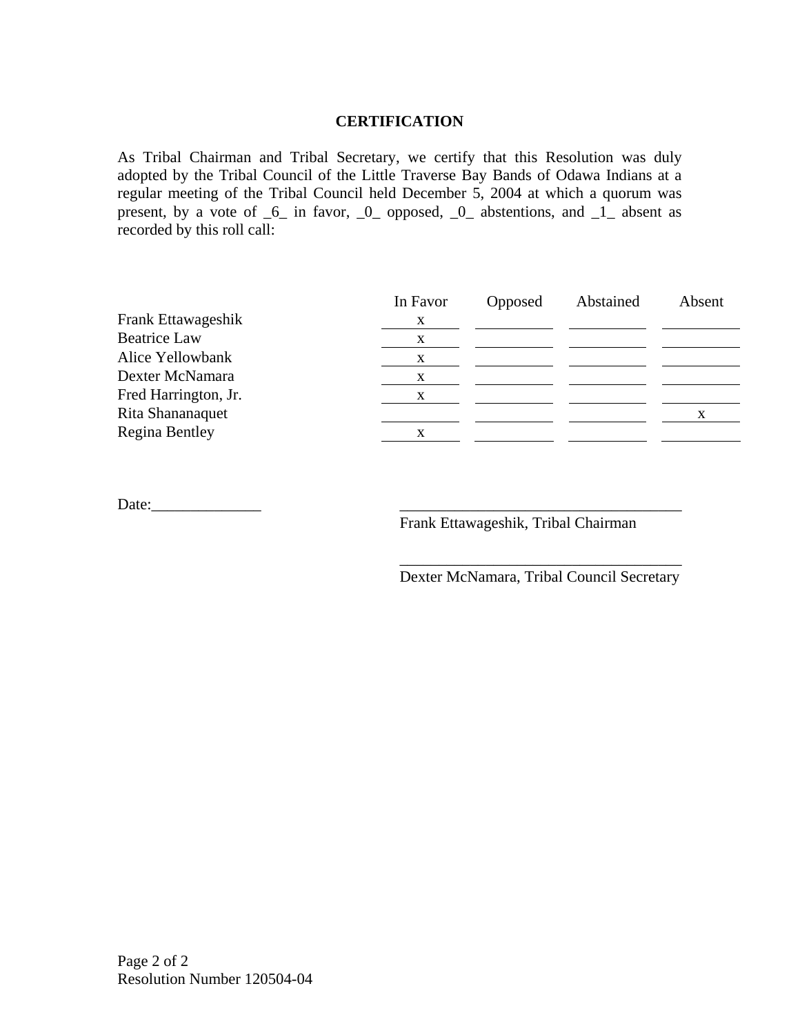## CERTIFICATION

As Tribal Chairman and Tribal Secretary, we certify that this Resolution was duly adopted by the Tribal Council of the Little Traverse Bay Bands of Odawa Indians at a regular meeting of the Tribal Council held December 5, 2004 at which a quorum was present, by a vote of _6_ in favor, _0_ opposed, _0_ abstentions, and _1_ absent as recorded by this roll call:

| | In Favor | Opposed | Abstained | Absent |
|---|---|---|---|---|
| Frank Ettawageshik | x | | | |
| Beatrice Law | x | | | |
| Alice Yellowbank | x | | | |
| Dexter McNamara | x | | | |
| Fred Harrington, Jr. | x | | | |
| Rita Shananaquet | | | | x |
| Regina Bentley | x | | | |

Date:______________

___________________________________
Frank Ettawageshik, Tribal Chairman

___________________________________
Dexter McNamara, Tribal Council Secretary

Resolution Number 120504-04